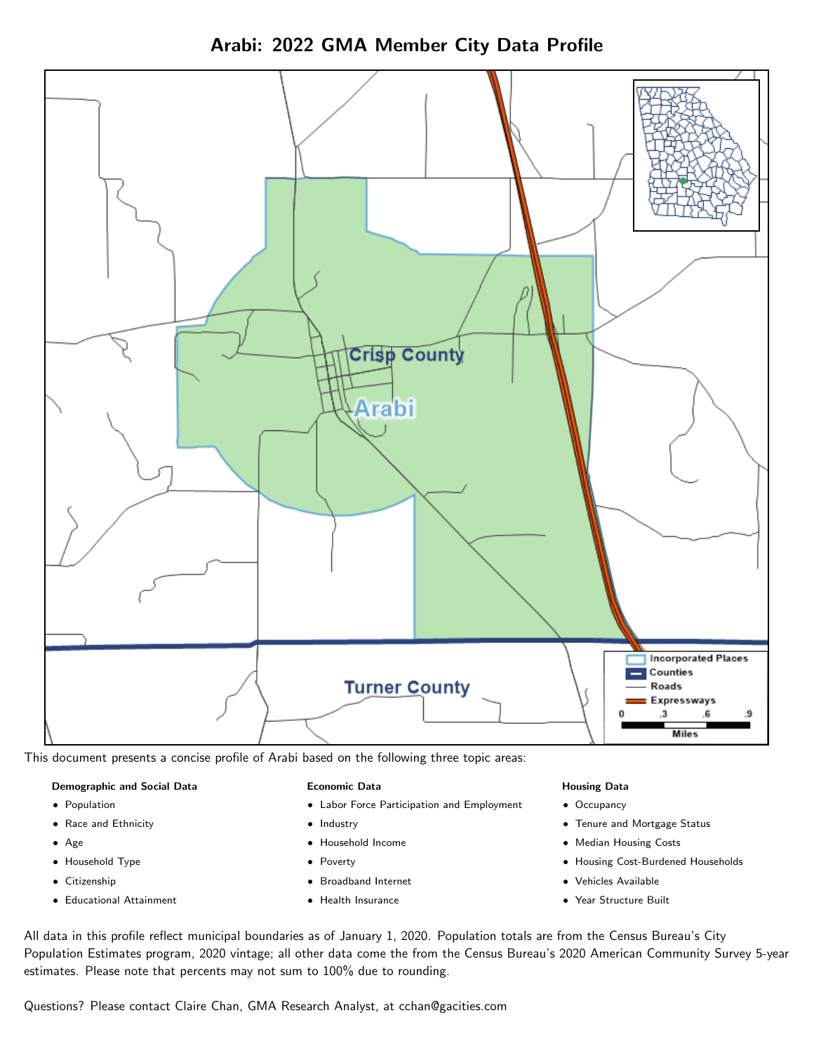# Arabi: 2022 GMA Member City Data Profile

This document presents a concise profile of Arabi based on the following three topic areas:

**Demographic and Social Data**

- Population
- Race and Ethnicity
- Age
- Household Type
- Citizenship
- Educational Attainment

**Economic Data**

- Labor Force Participation and Employment
- Industry
- Household Income
- Poverty
- Broadband Internet
- Health Insurance

**Housing Data**

- Occupancy
- Tenure and Mortgage Status
- Median Housing Costs
- Housing Cost-Burdened Households
- Vehicles Available
- Year Structure Built

All data in this profile reflect municipal boundaries as of January 1, 2020. Population totals are from the Census Bureau's City Population Estimates program, 2020 vintage; all other data come the from the Census Bureau's 2020 American Community Survey 5-year estimates. Please note that percents may not sum to 100% due to rounding.

Questions? Please contact Claire Chan, GMA Research Analyst, at cchan@gacities.com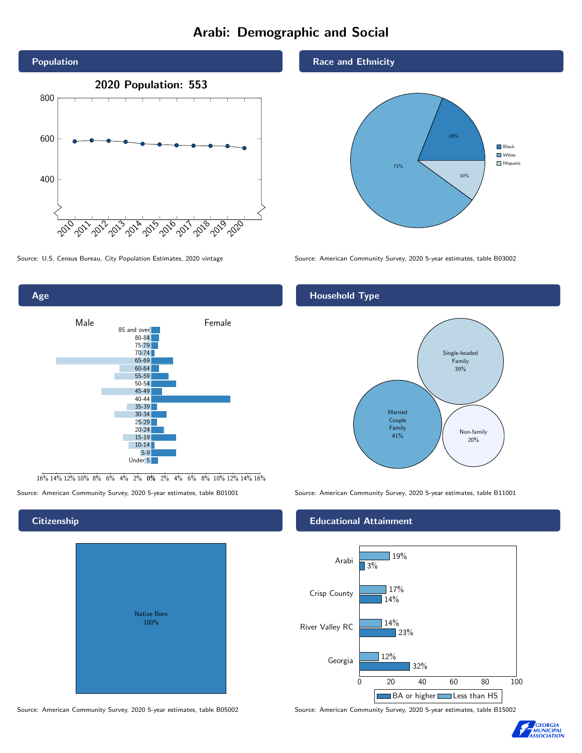# Arabi: Demographic and Social

## Population

**2020 Population: 553**

Source: U.S. Census Bureau, City Population Estimates, 2020 vintage

## Race and Ethnicity

| Race/Ethnicity | Percent |
|---|---|
| Black | 19% |
| White | 71% |
| Hispanic | 10% |

Source: American Community Survey, 2020 5-year estimates, table B03002

## Age

Male / Female

Source: American Community Survey, 2020 5-year estimates, table B01001

## Household Type

| Household Type | Percent |
|---|---|
| Single-headed Family | 39% |
| Married Couple Family | 41% |
| Non-family | 20% |

Source: American Community Survey, 2020 5-year estimates, table B11001

## Citizenship

Native Born 100%

Source: American Community Survey, 2020 5-year estimates, table B05002

## Educational Attainment

| | Less than HS | BA or higher |
|---|---|---|
| Arabi | 19% | 3% |
| Crisp County | 17% | 14% |
| River Valley RC | 14% | 23% |
| Georgia | 12% | 32% |

Source: American Community Survey, 2020 5-year estimates, table B15002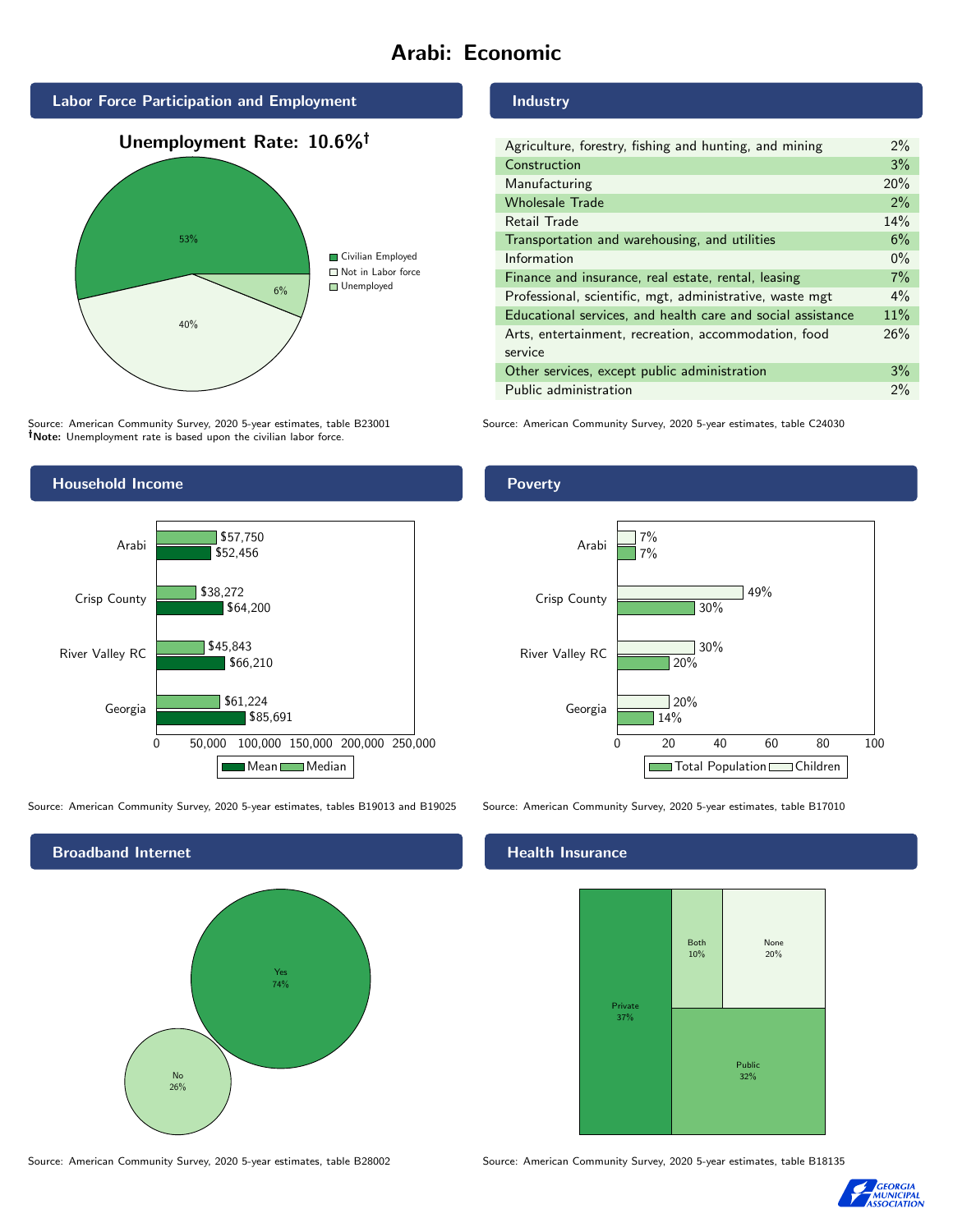# Arabi: Economic

## Labor Force Participation and Employment

**Unemployment Rate: 10.6%†**

| Category | Percent |
|---|---|
| Civilian Employed | 53% |
| Not in Labor force | 40% |
| Unemployed | 6% |

Source: American Community Survey, 2020 5-year estimates, table B23001
**†Note:** Unemployment rate is based upon the civilian labor force.

## Industry

| Industry | Percent |
|---|---|
| Agriculture, forestry, fishing and hunting, and mining | 2% |
| Construction | 3% |
| Manufacturing | 20% |
| Wholesale Trade | 2% |
| Retail Trade | 14% |
| Transportation and warehousing, and utilities | 6% |
| Information | 0% |
| Finance and insurance, real estate, rental, leasing | 7% |
| Professional, scientific, mgt, administrative, waste mgt | 4% |
| Educational services, and health care and social assistance | 11% |
| Arts, entertainment, recreation, accommodation, food service | 26% |
| Other services, except public administration | 3% |
| Public administration | 2% |

Source: American Community Survey, 2020 5-year estimates, table C24030

## Household Income

| | Median | Mean |
|---|---|---|
| Arabi | $57,750 | $52,456 |
| Crisp County | $38,272 | $64,200 |
| River Valley RC | $45,843 | $66,210 |
| Georgia | $61,224 | $85,691 |

Source: American Community Survey, 2020 5-year estimates, tables B19013 and B19025

## Poverty

| | Children | Total Population |
|---|---|---|
| Arabi | 7% | 7% |
| Crisp County | 49% | 30% |
| River Valley RC | 30% | 20% |
| Georgia | 20% | 14% |

Source: American Community Survey, 2020 5-year estimates, table B17010

## Broadband Internet

| | Percent |
|---|---|
| Yes | 74% |
| No | 26% |

Source: American Community Survey, 2020 5-year estimates, table B28002

## Health Insurance

| | Percent |
|---|---|
| Private | 37% |
| Public | 32% |
| Both | 10% |
| None | 20% |

Source: American Community Survey, 2020 5-year estimates, table B18135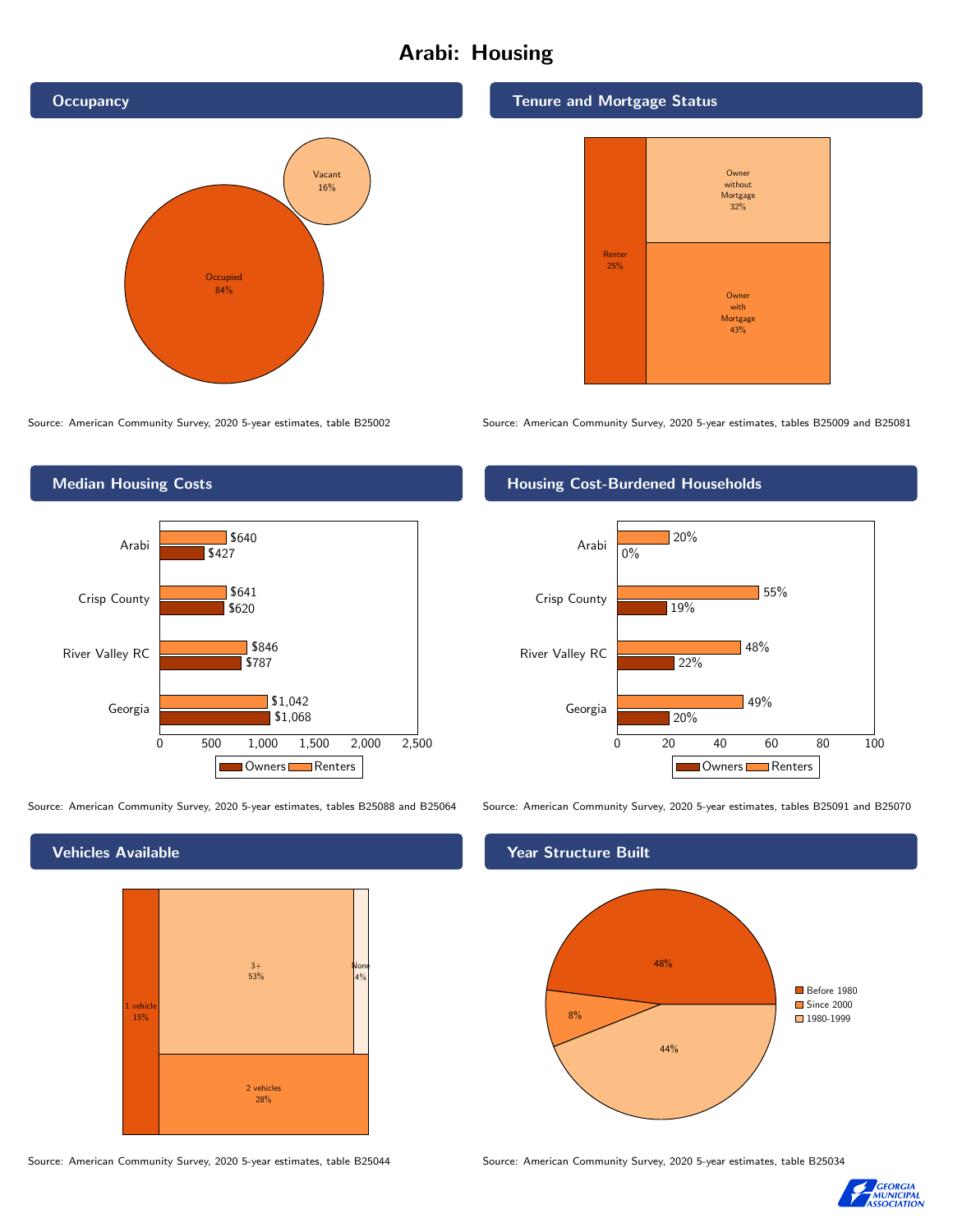# Arabi: Housing

## Occupancy

Vacant
16%

Occupied
84%

Source: American Community Survey, 2020 5-year estimates, table B25002

## Tenure and Mortgage Status

Renter
25%

Owner
without
Mortgage
32%

Owner
with
Mortgage
43%

Source: American Community Survey, 2020 5-year estimates, tables B25009 and B25081

## Median Housing Costs

Arabi
$640
$427

Crisp County
$641
$620

River Valley RC
$846
$787

Georgia
$1,042
$1,068

0
500
1,000
1,500
2,000
2,500

Owners
Renters

Source: American Community Survey, 2020 5-year estimates, tables B25088 and B25064

## Housing Cost-Burdened Households

Arabi
20%
0%

Crisp County
55%
19%

River Valley RC
48%
22%

Georgia
49%
20%

0
20
40
60
80
100

Owners
Renters

Source: American Community Survey, 2020 5-year estimates, tables B25091 and B25070

## Vehicles Available

1 vehicle
15%

3+
53%

None
4%

2 vehicles
28%

Source: American Community Survey, 2020 5-year estimates, table B25044

## Year Structure Built

48%

8%

44%

Before 1980
Since 2000
1980-1999

Source: American Community Survey, 2020 5-year estimates, table B25034